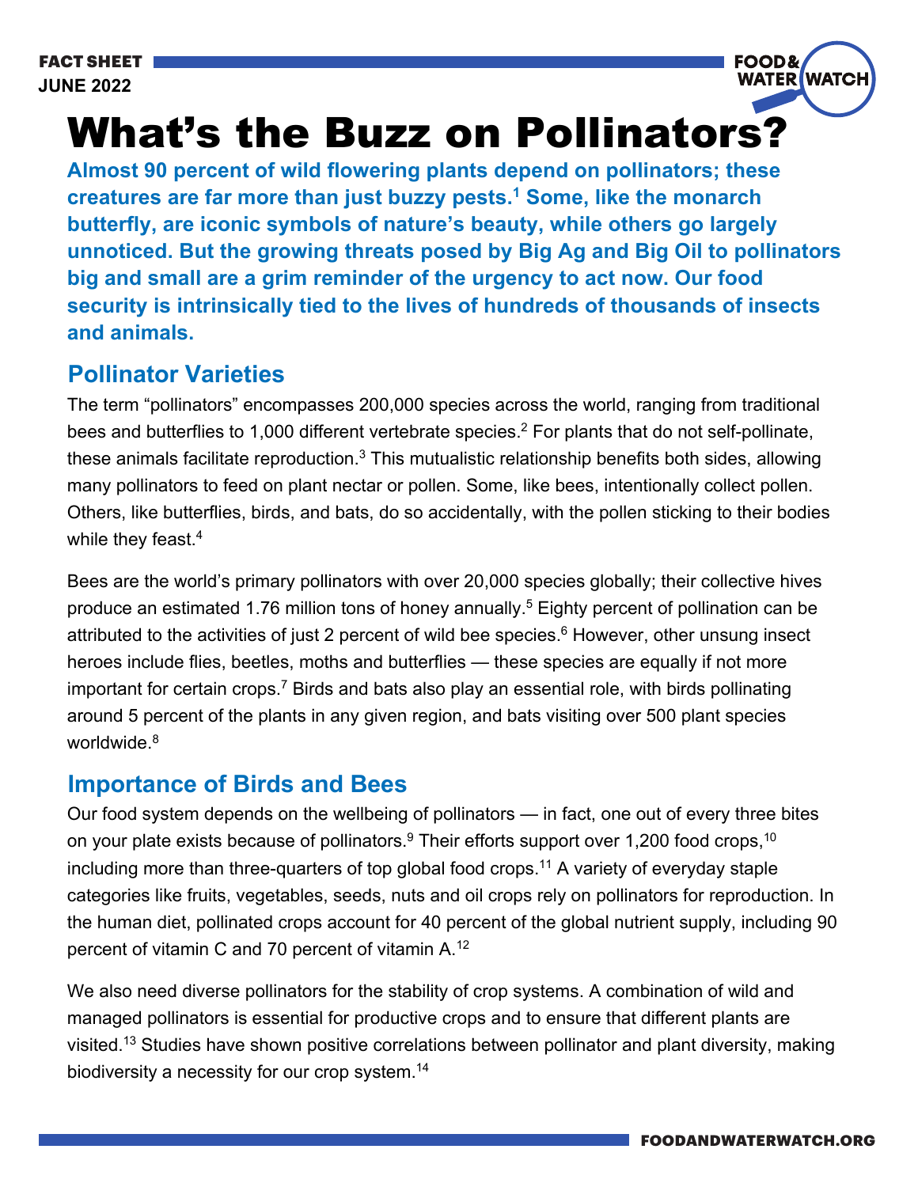FACT SHEET
JUNE 2022

# What's the Buzz on Pollinators?

**Almost 90 percent of wild flowering plants depend on pollinators; these creatures are far more than just buzzy pests.[1] Some, like the monarch butterfly, are iconic symbols of nature's beauty, while others go largely unnoticed. But the growing threats posed by Big Ag and Big Oil to pollinators big and small are a grim reminder of the urgency to act now. Our food security is intrinsically tied to the lives of hundreds of thousands of insects and animals.**

## Pollinator Varieties

The term "pollinators" encompasses 200,000 species across the world, ranging from traditional bees and butterflies to 1,000 different vertebrate species.[2] For plants that do not self-pollinate, these animals facilitate reproduction.[3] This mutualistic relationship benefits both sides, allowing many pollinators to feed on plant nectar or pollen. Some, like bees, intentionally collect pollen. Others, like butterflies, birds, and bats, do so accidentally, with the pollen sticking to their bodies while they feast.[4]

Bees are the world's primary pollinators with over 20,000 species globally; their collective hives produce an estimated 1.76 million tons of honey annually.[5] Eighty percent of pollination can be attributed to the activities of just 2 percent of wild bee species.[6] However, other unsung insect heroes include flies, beetles, moths and butterflies — these species are equally if not more important for certain crops.[7] Birds and bats also play an essential role, with birds pollinating around 5 percent of the plants in any given region, and bats visiting over 500 plant species worldwide.[8]

## Importance of Birds and Bees

Our food system depends on the wellbeing of pollinators — in fact, one out of every three bites on your plate exists because of pollinators.[9] Their efforts support over 1,200 food crops,[10] including more than three-quarters of top global food crops.[11] A variety of everyday staple categories like fruits, vegetables, seeds, nuts and oil crops rely on pollinators for reproduction. In the human diet, pollinated crops account for 40 percent of the global nutrient supply, including 90 percent of vitamin C and 70 percent of vitamin A.[12]

We also need diverse pollinators for the stability of crop systems. A combination of wild and managed pollinators is essential for productive crops and to ensure that different plants are visited.[13] Studies have shown positive correlations between pollinator and plant diversity, making biodiversity a necessity for our crop system.[14]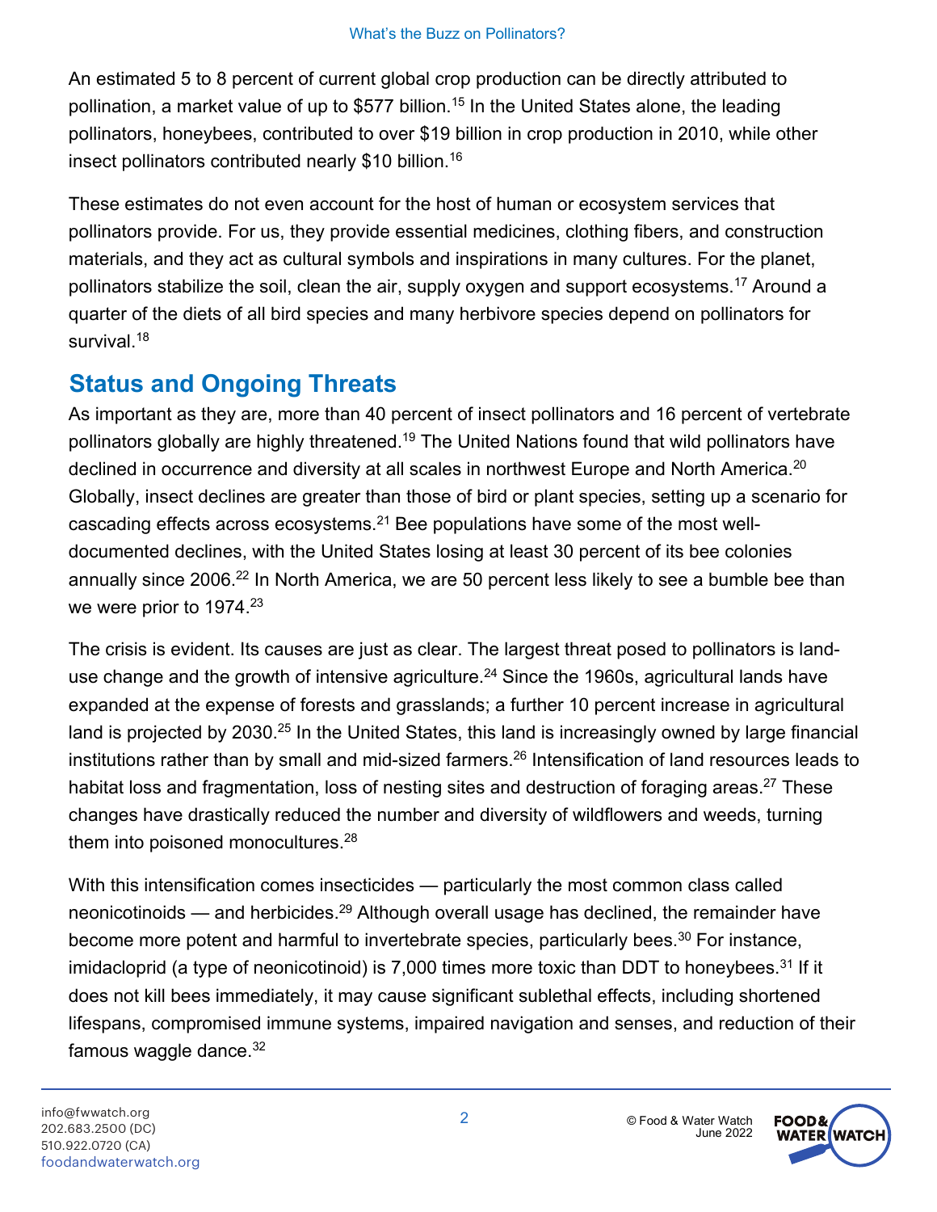An estimated 5 to 8 percent of current global crop production can be directly attributed to pollination, a market value of up to $577 billion.[15] In the United States alone, the leading pollinators, honeybees, contributed to over $19 billion in crop production in 2010, while other insect pollinators contributed nearly $10 billion.[16]

These estimates do not even account for the host of human or ecosystem services that pollinators provide. For us, they provide essential medicines, clothing fibers, and construction materials, and they act as cultural symbols and inspirations in many cultures. For the planet, pollinators stabilize the soil, clean the air, supply oxygen and support ecosystems.[17] Around a quarter of the diets of all bird species and many herbivore species depend on pollinators for survival.[18]

## Status and Ongoing Threats

As important as they are, more than 40 percent of insect pollinators and 16 percent of vertebrate pollinators globally are highly threatened.[19] The United Nations found that wild pollinators have declined in occurrence and diversity at all scales in northwest Europe and North America.[20] Globally, insect declines are greater than those of bird or plant species, setting up a scenario for cascading effects across ecosystems.[21] Bee populations have some of the most well-documented declines, with the United States losing at least 30 percent of its bee colonies annually since 2006.[22] In North America, we are 50 percent less likely to see a bumble bee than we were prior to 1974.[23]

The crisis is evident. Its causes are just as clear. The largest threat posed to pollinators is land-use change and the growth of intensive agriculture.[24] Since the 1960s, agricultural lands have expanded at the expense of forests and grasslands; a further 10 percent increase in agricultural land is projected by 2030.[25] In the United States, this land is increasingly owned by large financial institutions rather than by small and mid-sized farmers.[26] Intensification of land resources leads to habitat loss and fragmentation, loss of nesting sites and destruction of foraging areas.[27] These changes have drastically reduced the number and diversity of wildflowers and weeds, turning them into poisoned monocultures.[28]

With this intensification comes insecticides — particularly the most common class called neonicotinoids — and herbicides.[29] Although overall usage has declined, the remainder have become more potent and harmful to invertebrate species, particularly bees.[30] For instance, imidacloprid (a type of neonicotinoid) is 7,000 times more toxic than DDT to honeybees.[31] If it does not kill bees immediately, it may cause significant sublethal effects, including shortened lifespans, compromised immune systems, impaired navigation and senses, and reduction of their famous waggle dance.[32]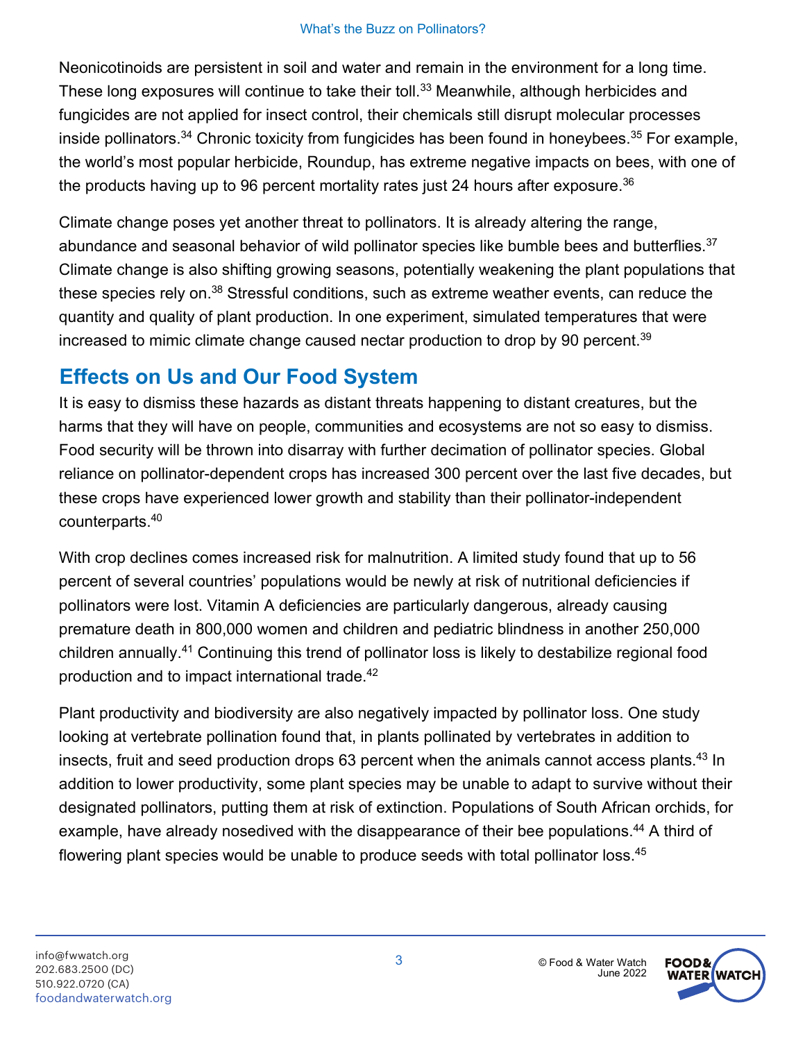Neonicotinoids are persistent in soil and water and remain in the environment for a long time. These long exposures will continue to take their toll.[33] Meanwhile, although herbicides and fungicides are not applied for insect control, their chemicals still disrupt molecular processes inside pollinators.[34] Chronic toxicity from fungicides has been found in honeybees.[35] For example, the world's most popular herbicide, Roundup, has extreme negative impacts on bees, with one of the products having up to 96 percent mortality rates just 24 hours after exposure.[36]

Climate change poses yet another threat to pollinators. It is already altering the range, abundance and seasonal behavior of wild pollinator species like bumble bees and butterflies.[37] Climate change is also shifting growing seasons, potentially weakening the plant populations that these species rely on.[38] Stressful conditions, such as extreme weather events, can reduce the quantity and quality of plant production. In one experiment, simulated temperatures that were increased to mimic climate change caused nectar production to drop by 90 percent.[39]

## Effects on Us and Our Food System

It is easy to dismiss these hazards as distant threats happening to distant creatures, but the harms that they will have on people, communities and ecosystems are not so easy to dismiss. Food security will be thrown into disarray with further decimation of pollinator species. Global reliance on pollinator-dependent crops has increased 300 percent over the last five decades, but these crops have experienced lower growth and stability than their pollinator-independent counterparts.[40]

With crop declines comes increased risk for malnutrition. A limited study found that up to 56 percent of several countries' populations would be newly at risk of nutritional deficiencies if pollinators were lost. Vitamin A deficiencies are particularly dangerous, already causing premature death in 800,000 women and children and pediatric blindness in another 250,000 children annually.[41] Continuing this trend of pollinator loss is likely to destabilize regional food production and to impact international trade.[42]

Plant productivity and biodiversity are also negatively impacted by pollinator loss. One study looking at vertebrate pollination found that, in plants pollinated by vertebrates in addition to insects, fruit and seed production drops 63 percent when the animals cannot access plants.[43] In addition to lower productivity, some plant species may be unable to adapt to survive without their designated pollinators, putting them at risk of extinction. Populations of South African orchids, for example, have already nosedived with the disappearance of their bee populations.[44] A third of flowering plant species would be unable to produce seeds with total pollinator loss.[45]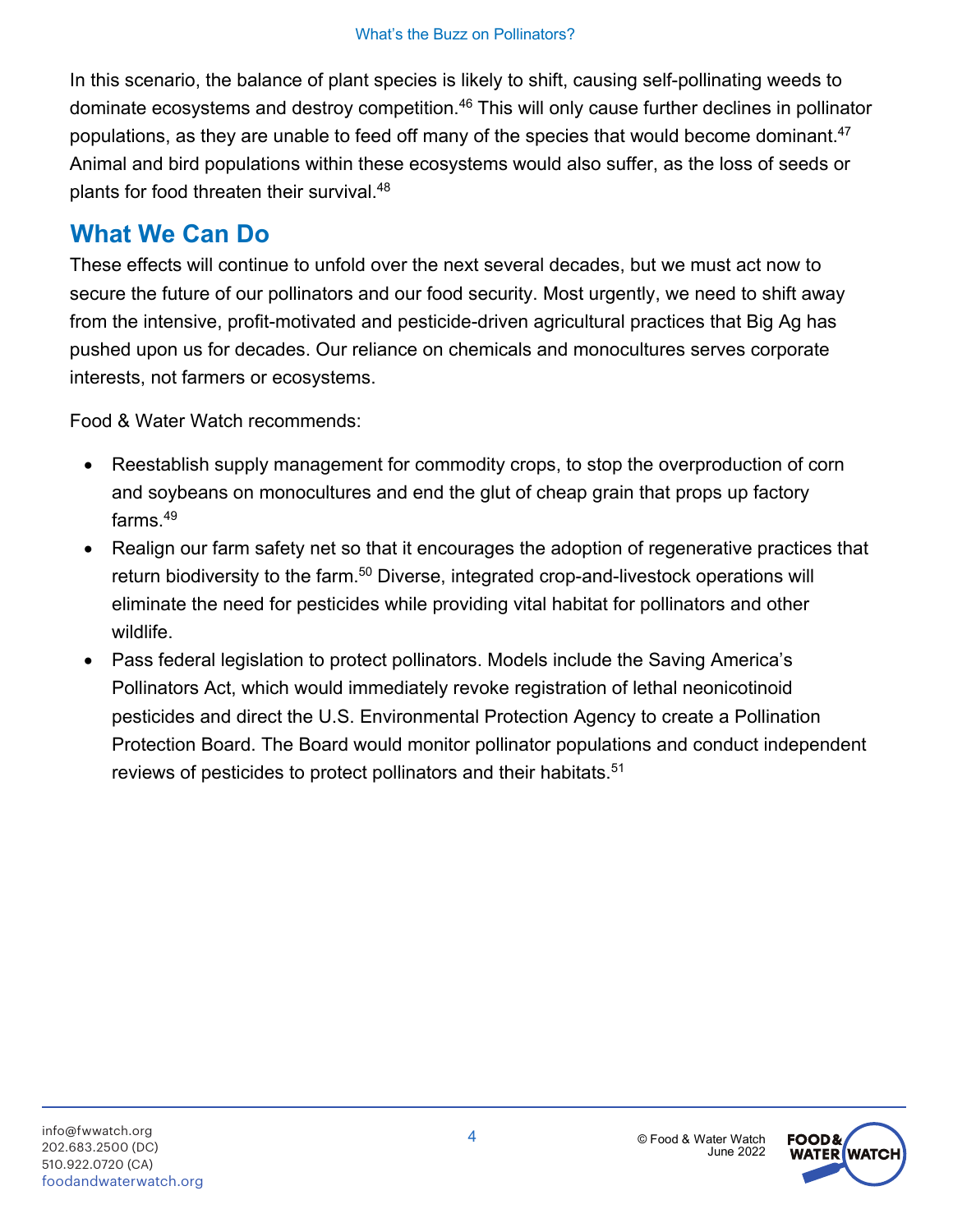In this scenario, the balance of plant species is likely to shift, causing self-pollinating weeds to dominate ecosystems and destroy competition.[46] This will only cause further declines in pollinator populations, as they are unable to feed off many of the species that would become dominant.[47] Animal and bird populations within these ecosystems would also suffer, as the loss of seeds or plants for food threaten their survival.[48]

## What We Can Do

These effects will continue to unfold over the next several decades, but we must act now to secure the future of our pollinators and our food security. Most urgently, we need to shift away from the intensive, profit-motivated and pesticide-driven agricultural practices that Big Ag has pushed upon us for decades. Our reliance on chemicals and monocultures serves corporate interests, not farmers or ecosystems.

Food & Water Watch recommends:

- Reestablish supply management for commodity crops, to stop the overproduction of corn and soybeans on monocultures and end the glut of cheap grain that props up factory farms.[49]
- Realign our farm safety net so that it encourages the adoption of regenerative practices that return biodiversity to the farm.[50] Diverse, integrated crop-and-livestock operations will eliminate the need for pesticides while providing vital habitat for pollinators and other wildlife.
- Pass federal legislation to protect pollinators. Models include the Saving America's Pollinators Act, which would immediately revoke registration of lethal neonicotinoid pesticides and direct the U.S. Environmental Protection Agency to create a Pollination Protection Board. The Board would monitor pollinator populations and conduct independent reviews of pesticides to protect pollinators and their habitats.[51]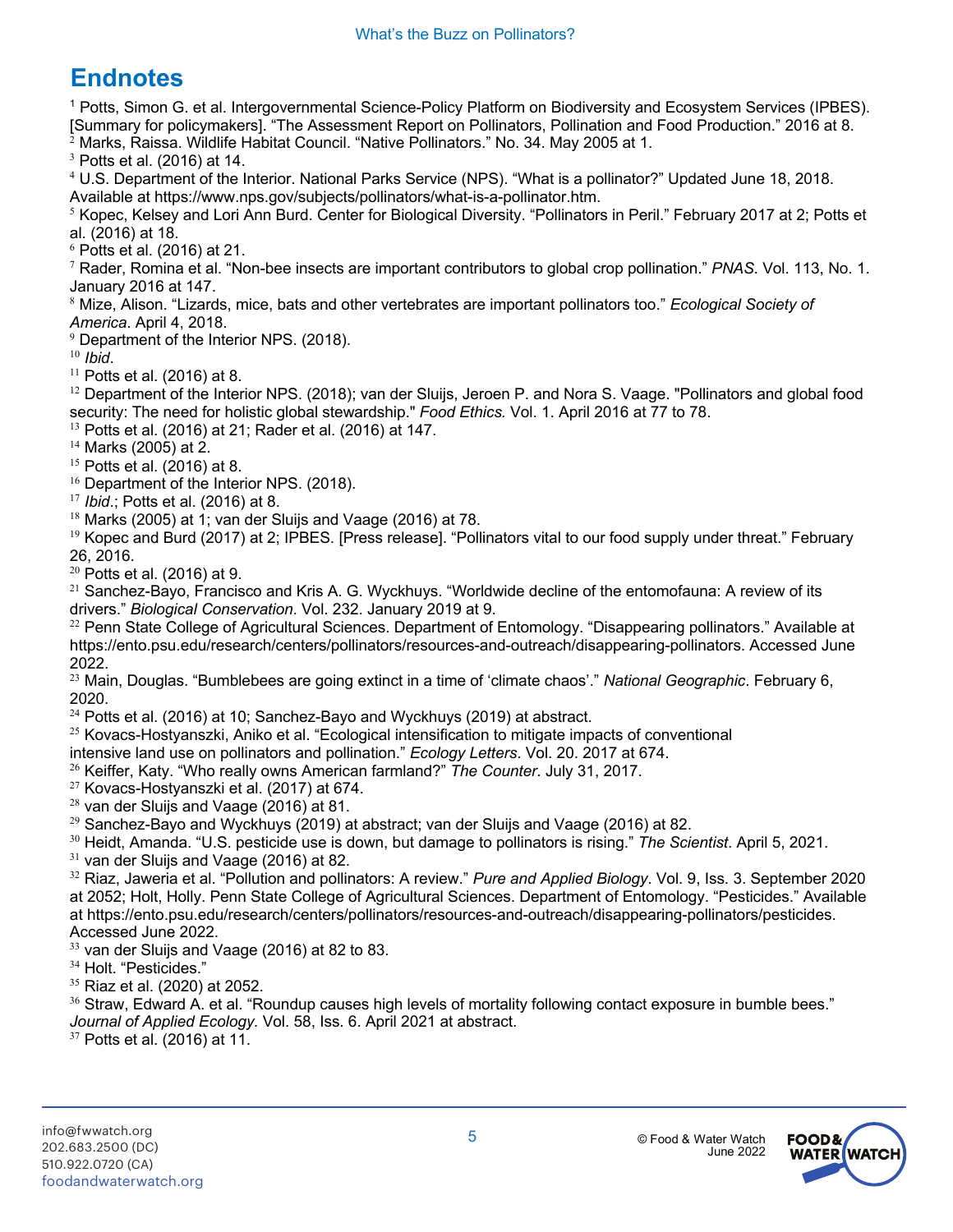## Endnotes

[1] Potts, Simon G. et al. Intergovernmental Science-Policy Platform on Biodiversity and Ecosystem Services (IPBES). [Summary for policymakers]. “The Assessment Report on Pollinators, Pollination and Food Production.” 2016 at 8.
[2] Marks, Raissa. Wildlife Habitat Council. “Native Pollinators.” No. 34. May 2005 at 1.
[3] Potts et al. (2016) at 14.
[4] U.S. Department of the Interior. National Parks Service (NPS). “What is a pollinator?” Updated June 18, 2018. Available at https://www.nps.gov/subjects/pollinators/what-is-a-pollinator.htm.
[5] Kopec, Kelsey and Lori Ann Burd. Center for Biological Diversity. “Pollinators in Peril.” February 2017 at 2; Potts et al. (2016) at 18.
[6] Potts et al. (2016) at 21.
[7] Rader, Romina et al. “Non-bee insects are important contributors to global crop pollination.” *PNAS*. Vol. 113, No. 1. January 2016 at 147.
[8] Mize, Alison. “Lizards, mice, bats and other vertebrates are important pollinators too.” *Ecological Society of America*. April 4, 2018.
[9] Department of the Interior NPS. (2018).
[10] *Ibid*.
[11] Potts et al. (2016) at 8.
[12] Department of the Interior NPS. (2018); van der Sluijs, Jeroen P. and Nora S. Vaage. "Pollinators and global food security: The need for holistic global stewardship." *Food Ethics.* Vol. 1. April 2016 at 77 to 78.
[13] Potts et al. (2016) at 21; Rader et al. (2016) at 147.
[14] Marks (2005) at 2.
[15] Potts et al. (2016) at 8.
[16] Department of the Interior NPS. (2018).
[17] *Ibid*.; Potts et al. (2016) at 8.
[18] Marks (2005) at 1; van der Sluijs and Vaage (2016) at 78.
[19] Kopec and Burd (2017) at 2; IPBES. [Press release]. “Pollinators vital to our food supply under threat.” February 26, 2016.
[20] Potts et al. (2016) at 9.
[21] Sanchez-Bayo, Francisco and Kris A. G. Wyckhuys. “Worldwide decline of the entomofauna: A review of its drivers.” *Biological Conservation*. Vol. 232. January 2019 at 9.
[22] Penn State College of Agricultural Sciences. Department of Entomology. “Disappearing pollinators.” Available at https://ento.psu.edu/research/centers/pollinators/resources-and-outreach/disappearing-pollinators. Accessed June 2022.
[23] Main, Douglas. “Bumblebees are going extinct in a time of ‘climate chaos’.” *National Geographic*. February 6, 2020.
[24] Potts et al. (2016) at 10; Sanchez-Bayo and Wyckhuys (2019) at abstract.
[25] Kovacs-Hostyanszki, Aniko et al. “Ecological intensification to mitigate impacts of conventional intensive land use on pollinators and pollination.” *Ecology Letters*. Vol. 20. 2017 at 674.
[26] Keiffer, Katy. “Who really owns American farmland?” *The Counter*. July 31, 2017.
[27] Kovacs-Hostyanszki et al. (2017) at 674.
[28] van der Sluijs and Vaage (2016) at 81.
[29] Sanchez-Bayo and Wyckhuys (2019) at abstract; van der Sluijs and Vaage (2016) at 82.
[30] Heidt, Amanda. “U.S. pesticide use is down, but damage to pollinators is rising.” *The Scientist*. April 5, 2021.
[31] van der Sluijs and Vaage (2016) at 82.
[32] Riaz, Jaweria et al. “Pollution and pollinators: A review.” *Pure and Applied Biology*. Vol. 9, Iss. 3. September 2020 at 2052; Holt, Holly. Penn State College of Agricultural Sciences. Department of Entomology. “Pesticides.” Available at https://ento.psu.edu/research/centers/pollinators/resources-and-outreach/disappearing-pollinators/pesticides. Accessed June 2022.
[33] van der Sluijs and Vaage (2016) at 82 to 83.
[34] Holt. “Pesticides.”
[35] Riaz et al. (2020) at 2052.
[36] Straw, Edward A. et al. “Roundup causes high levels of mortality following contact exposure in bumble bees.” *Journal of Applied Ecology.* Vol. 58, Iss. 6. April 2021 at abstract.
[37] Potts et al. (2016) at 11.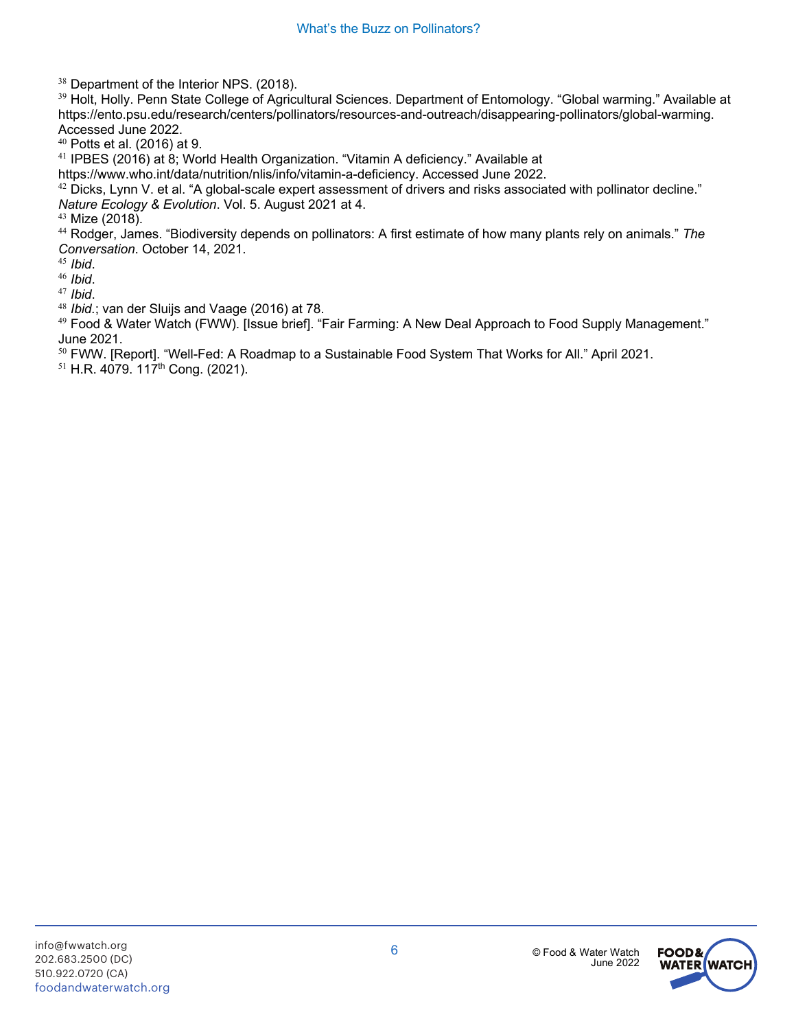[38] Department of the Interior NPS. (2018).
[39] Holt, Holly. Penn State College of Agricultural Sciences. Department of Entomology. "Global warming." Available at https://ento.psu.edu/research/centers/pollinators/resources-and-outreach/disappearing-pollinators/global-warming. Accessed June 2022.
[40] Potts et al. (2016) at 9.
[41] IPBES (2016) at 8; World Health Organization. "Vitamin A deficiency." Available at https://www.who.int/data/nutrition/nlis/info/vitamin-a-deficiency. Accessed June 2022.
[42] Dicks, Lynn V. et al. "A global-scale expert assessment of drivers and risks associated with pollinator decline." *Nature Ecology & Evolution*. Vol. 5. August 2021 at 4.
[43] Mize (2018).
[44] Rodger, James. "Biodiversity depends on pollinators: A first estimate of how many plants rely on animals." *The Conversation*. October 14, 2021.
[45] *Ibid*.
[46] *Ibid*.
[47] *Ibid*.
[48] *Ibid.*; van der Sluijs and Vaage (2016) at 78.
[49] Food & Water Watch (FWW). [Issue brief]. "Fair Farming: A New Deal Approach to Food Supply Management." June 2021.
[50] FWW. [Report]. "Well-Fed: A Roadmap to a Sustainable Food System That Works for All." April 2021.
[51] H.R. 4079. 117th Cong. (2021).